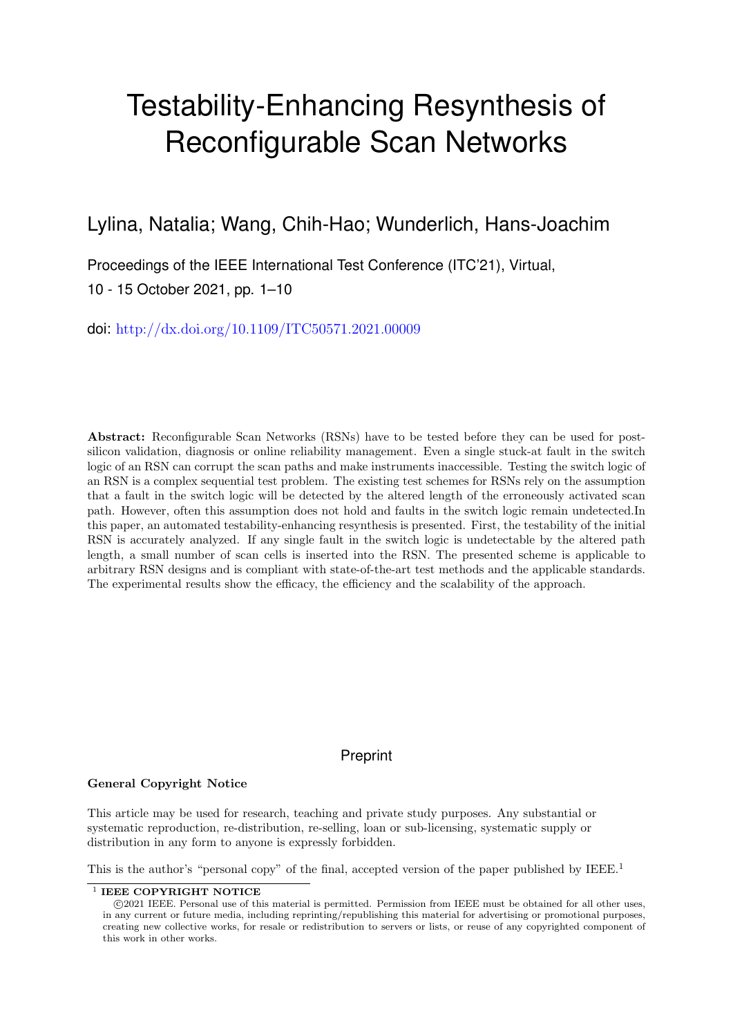# Testability-Enhancing Resynthesis of Reconfigurable Scan Networks

Lylina, Natalia; Wang, Chih-Hao; Wunderlich, Hans-Joachim

Proceedings of the IEEE International Test Conference (ITC'21), Virtual,
10 - 15 October 2021, pp. 1–10

doi: http://dx.doi.org/10.1109/ITC50571.2021.00009

**Abstract:** Reconfigurable Scan Networks (RSNs) have to be tested before they can be used for post-silicon validation, diagnosis or online reliability management. Even a single stuck-at fault in the switch logic of an RSN can corrupt the scan paths and make instruments inaccessible. Testing the switch logic of an RSN is a complex sequential test problem. The existing test schemes for RSNs rely on the assumption that a fault in the switch logic will be detected by the altered length of the erroneously activated scan path. However, often this assumption does not hold and faults in the switch logic remain undetected.In this paper, an automated testability-enhancing resynthesis is presented. First, the testability of the initial RSN is accurately analyzed. If any single fault in the switch logic is undetectable by the altered path length, a small number of scan cells is inserted into the RSN. The presented scheme is applicable to arbitrary RSN designs and is compliant with state-of-the-art test methods and the applicable standards. The experimental results show the efficacy, the efficiency and the scalability of the approach.

Preprint

**General Copyright Notice**

This article may be used for research, teaching and private study purposes. Any substantial or systematic reproduction, re-distribution, re-selling, loan or sub-licensing, systematic supply or distribution in any form to anyone is expressly forbidden.

This is the author's "personal copy" of the final, accepted version of the paper published by IEEE.[1]

[1] **IEEE COPYRIGHT NOTICE**
©2021 IEEE. Personal use of this material is permitted. Permission from IEEE must be obtained for all other uses, in any current or future media, including reprinting/republishing this material for advertising or promotional purposes, creating new collective works, for resale or redistribution to servers or lists, or reuse of any copyrighted component of this work in other works.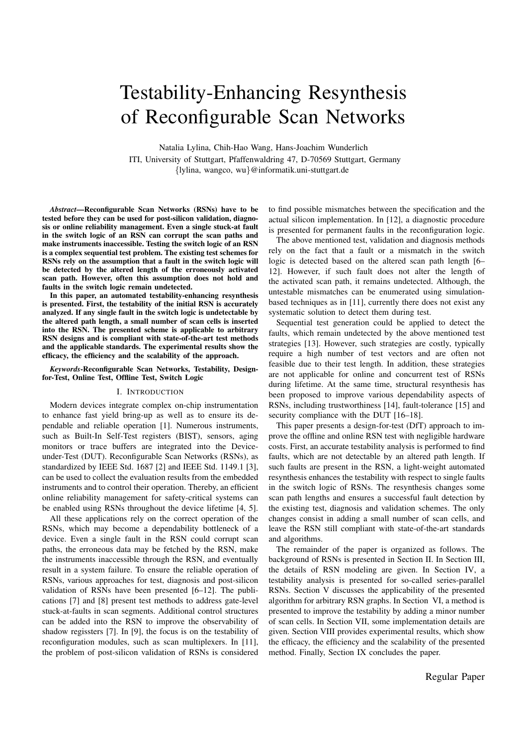# Testability-Enhancing Resynthesis of Reconfigurable Scan Networks

Natalia Lylina, Chih-Hao Wang, Hans-Joachim Wunderlich

ITI, University of Stuttgart, Pfaffenwaldring 47, D-70569 Stuttgart, Germany

{lylina, wangco, wu}@informatik.uni-stuttgart.de

***Abstract*—Reconfigurable Scan Networks (RSNs) have to be tested before they can be used for post-silicon validation, diagnosis or online reliability management. Even a single stuck-at fault in the switch logic of an RSN can corrupt the scan paths and make instruments inaccessible. Testing the switch logic of an RSN is a complex sequential test problem. The existing test schemes for RSNs rely on the assumption that a fault in the switch logic will be detected by the altered length of the erroneously activated scan path. However, often this assumption does not hold and faults in the switch logic remain undetected.**

**In this paper, an automated testability-enhancing resynthesis is presented. First, the testability of the initial RSN is accurately analyzed. If any single fault in the switch logic is undetectable by the altered path length, a small number of scan cells is inserted into the RSN. The presented scheme is applicable to arbitrary RSN designs and is compliant with state-of-the-art test methods and the applicable standards. The experimental results show the efficacy, the efficiency and the scalability of the approach.**

***Keywords*-Reconfigurable Scan Networks, Testability, Design-for-Test, Online Test, Offline Test, Switch Logic**

## I. Introduction

Modern devices integrate complex on-chip instrumentation to enhance fast yield bring-up as well as to ensure its dependable and reliable operation [1]. Numerous instruments, such as Built-In Self-Test registers (BIST), sensors, aging monitors or trace buffers are integrated into the Device-under-Test (DUT). Reconfigurable Scan Networks (RSNs), as standardized by IEEE Std. 1687 [2] and IEEE Std. 1149.1 [3], can be used to collect the evaluation results from the embedded instruments and to control their operation. Thereby, an efficient online reliability management for safety-critical systems can be enabled using RSNs throughout the device lifetime [4, 5].

All these applications rely on the correct operation of the RSNs, which may become a dependability bottleneck of a device. Even a single fault in the RSN could corrupt scan paths, the erroneous data may be fetched by the RSN, make the instruments inaccessible through the RSN, and eventually result in a system failure. To ensure the reliable operation of RSNs, various approaches for test, diagnosis and post-silicon validation of RSNs have been presented [6–12]. The publications [7] and [8] present test methods to address gate-level stuck-at-faults in scan segments. Additional control structures can be added into the RSN to improve the observability of shadow regissters [7]. In [9], the focus is on the testability of reconfiguration modules, such as scan multiplexers. In [11], the problem of post-silicon validation of RSNs is considered to find possible mismatches between the specification and the actual silicon implementation. In [12], a diagnostic procedure is presented for permanent faults in the reconfiguration logic.

The above mentioned test, validation and diagnosis methods rely on the fact that a fault or a mismatch in the switch logic is detected based on the altered scan path length [6–12]. However, if such fault does not alter the length of the activated scan path, it remains undetected. Although, the untestable mismatches can be enumerated using simulation-based techniques as in [11], currently there does not exist any systematic solution to detect them during test.

Sequential test generation could be applied to detect the faults, which remain undetected by the above mentioned test strategies [13]. However, such strategies are costly, typically require a high number of test vectors and are often not feasible due to their test length. In addition, these strategies are not applicable for online and concurrent test of RSNs during lifetime. At the same time, structural resynthesis has been proposed to improve various dependability aspects of RSNs, including trustworthiness [14], fault-tolerance [15] and security compliance with the DUT [16–18].

This paper presents a design-for-test (DfT) approach to improve the offline and online RSN test with negligible hardware costs. First, an accurate testability analysis is performed to find faults, which are not detectable by an altered path length. If such faults are present in the RSN, a light-weight automated resynthesis enhances the testability with respect to single faults in the switch logic of RSNs. The resynthesis changes some scan path lengths and ensures a successful fault detection by the existing test, diagnosis and validation schemes. The only changes consist in adding a small number of scan cells, and leave the RSN still compliant with state-of-the-art standards and algorithms.

The remainder of the paper is organized as follows. The background of RSNs is presented in Section II. In Section III, the details of RSN modeling are given. In Section IV, a testability analysis is presented for so-called series-parallel RSNs. Section V discusses the applicability of the presented algorithm for arbitrary RSN graphs. In Section VI, a method is presented to improve the testability by adding a minor number of scan cells. In Section VII, some implementation details are given. Section VIII provides experimental results, which show the efficacy, the efficiency and the scalability of the presented method. Finally, Section IX concludes the paper.

Regular Paper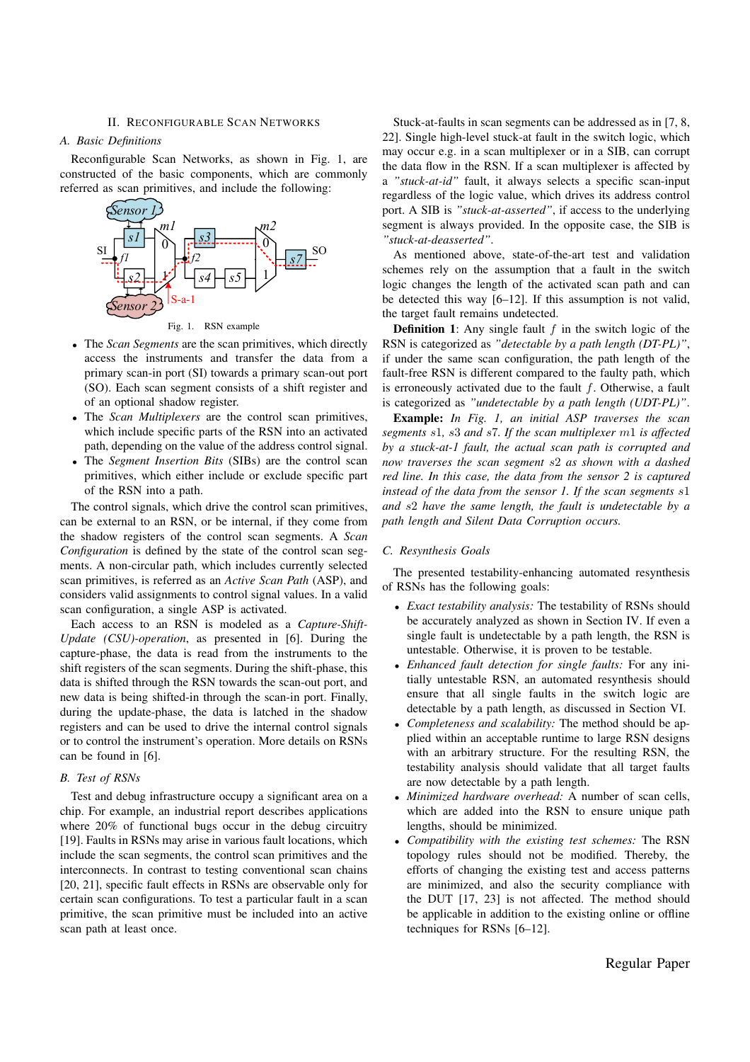## II. Reconfigurable Scan Networks

### A. Basic Definitions

Reconfigurable Scan Networks, as shown in Fig. 1, are constructed of the basic components, which are commonly referred as scan primitives, and include the following:

Fig. 1. RSN example

- The *Scan Segments* are the scan primitives, which directly access the instruments and transfer the data from a primary scan-in port (SI) towards a primary scan-out port (SO). Each scan segment consists of a shift register and of an optional shadow register.
- The *Scan Multiplexers* are the control scan primitives, which include specific parts of the RSN into an activated path, depending on the value of the address control signal.
- The *Segment Insertion Bits* (SIBs) are the control scan primitives, which either include or exclude specific part of the RSN into a path.

The control signals, which drive the control scan primitives, can be external to an RSN, or be internal, if they come from the shadow registers of the control scan segments. A *Scan Configuration* is defined by the state of the control scan segments. A non-circular path, which includes currently selected scan primitives, is referred as an *Active Scan Path* (ASP), and considers valid assignments to control signal values. In a valid scan configuration, a single ASP is activated.

Each access to an RSN is modeled as a *Capture-Shift-Update (CSU)-operation*, as presented in [6]. During the capture-phase, the data is read from the instruments to the shift registers of the scan segments. During the shift-phase, this data is shifted through the RSN towards the scan-out port, and new data is being shifted-in through the scan-in port. Finally, during the update-phase, the data is latched in the shadow registers and can be used to drive the internal control signals or to control the instrument's operation. More details on RSNs can be found in [6].

### B. Test of RSNs

Test and debug infrastructure occupy a significant area on a chip. For example, an industrial report describes applications where 20% of functional bugs occur in the debug circuitry [19]. Faults in RSNs may arise in various fault locations, which include the scan segments, the control scan primitives and the interconnects. In contrast to testing conventional scan chains [20, 21], specific fault effects in RSNs are observable only for certain scan configurations. To test a particular fault in a scan primitive, the scan primitive must be included into an active scan path at least once.

Stuck-at-faults in scan segments can be addressed as in [7, 8, 22]. Single high-level stuck-at fault in the switch logic, which may occur e.g. in a scan multiplexer or in a SIB, can corrupt the data flow in the RSN. If a scan multiplexer is affected by a *"stuck-at-id"* fault, it always selects a specific scan-input regardless of the logic value, which drives its address control port. A SIB is *"stuck-at-asserted"*, if access to the underlying segment is always provided. In the opposite case, the SIB is *"stuck-at-deasserted"*.

As mentioned above, state-of-the-art test and validation schemes rely on the assumption that a fault in the switch logic changes the length of the activated scan path and can be detected this way [6–12]. If this assumption is not valid, the target fault remains undetected.

**Definition 1**: Any single fault $f$ in the switch logic of the RSN is categorized as *"detectable by a path length (DT-PL)"*, if under the same scan configuration, the path length of the fault-free RSN is different compared to the faulty path, which is erroneously activated due to the fault $f$. Otherwise, a fault is categorized as *"undetectable by a path length (UDT-PL)"*.

**Example:** *In Fig. 1, an initial ASP traverses the scan segments $s1$, $s3$ and $s7$. If the scan multiplexer $m1$ is affected by a stuck-at-1 fault, the actual scan path is corrupted and now traverses the scan segment $s2$ as shown with a dashed red line. In this case, the data from the sensor 2 is captured instead of the data from the sensor 1. If the scan segments $s1$ and $s2$ have the same length, the fault is undetectable by a path length and Silent Data Corruption occurs.*

### C. Resynthesis Goals

The presented testability-enhancing automated resynthesis of RSNs has the following goals:

- *Exact testability analysis:* The testability of RSNs should be accurately analyzed as shown in Section IV. If even a single fault is undetectable by a path length, the RSN is untestable. Otherwise, it is proven to be testable.
- *Enhanced fault detection for single faults:* For any initially untestable RSN, an automated resynthesis should ensure that all single faults in the switch logic are detectable by a path length, as discussed in Section VI.
- *Completeness and scalability:* The method should be applied within an acceptable runtime to large RSN designs with an arbitrary structure. For the resulting RSN, the testability analysis should validate that all target faults are now detectable by a path length.
- *Minimized hardware overhead:* A number of scan cells, which are added into the RSN to ensure unique path lengths, should be minimized.
- *Compatibility with the existing test schemes:* The RSN topology rules should not be modified. Thereby, the efforts of changing the existing test and access patterns are minimized, and also the security compliance with the DUT [17, 23] is not affected. The method should be applicable in addition to the existing online or offline techniques for RSNs [6–12].

Regular Paper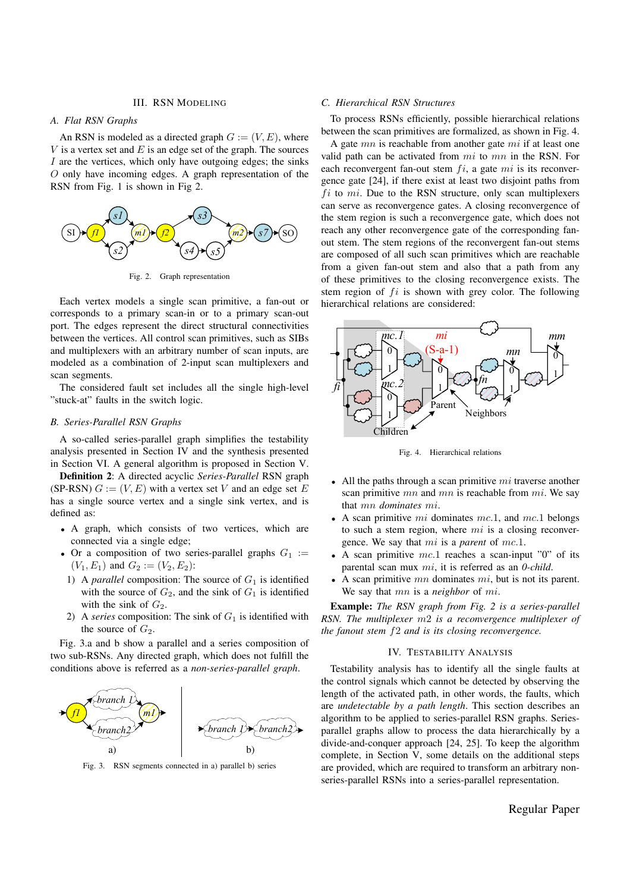## III. RSN Modeling

### A. Flat RSN Graphs

An RSN is modeled as a directed graph $G := (V, E)$, where $V$ is a vertex set and $E$ is an edge set of the graph. The sources $I$ are the vertices, which only have outgoing edges; the sinks $O$ only have incoming edges. A graph representation of the RSN from Fig. 1 is shown in Fig 2.

Fig. 2. Graph representation

Each vertex models a single scan primitive, a fan-out or corresponds to a primary scan-in or to a primary scan-out port. The edges represent the direct structural connectivities between the vertices. All control scan primitives, such as SIBs and multiplexers with an arbitrary number of scan inputs, are modeled as a combination of 2-input scan multiplexers and scan segments.

The considered fault set includes all the single-level "stuck-at" faults in the switch logic.

### B. Series-Parallel RSN Graphs

A so-called series-parallel graph simplifies the testability analysis presented in Section IV and the synthesis presented in Section VI. A general algorithm is proposed in Section V.

**Definition 2**: A directed acyclic *Series-Parallel* RSN graph (SP-RSN) $G := (V, E)$ with a vertex set $V$ and an edge set $E$ has a single source vertex and a single sink vertex, and is defined as:

- A graph, which consists of two vertices, which are connected via a single edge;
- Or a composition of two series-parallel graphs $G_1 := (V_1, E_1)$ and $G_2 := (V_2, E_2)$:
  1) A *parallel* composition: The source of $G_1$ is identified with the source of $G_2$, and the sink of $G_1$ is identified with the sink of $G_2$.
  2) A *series* composition: The sink of $G_1$ is identified with the source of $G_2$.

Fig. 3.a and b show a parallel and a series composition of two sub-RSNs. Any directed graph, which does not fulfill the conditions above is referred as a *non-series-parallel graph*.

Fig. 3. RSN segments connected in a) parallel b) series

### C. Hierarchical RSN Structures

To process RSNs efficiently, possible hierarchical relations between the scan primitives are formalized, as shown in Fig. 4.

A gate $mn$ is reachable from another gate $mi$ if at least one valid path can be activated from $mi$ to $mn$ in the RSN. For each reconvergent fan-out stem $fi$, a gate $mi$ is its reconvergence gate [24], if there exist at least two disjoint paths from $fi$ to $mi$. Due to the RSN structure, only scan multiplexers can serve as reconvergence gates. A closing reconvergence of the stem region is such a reconvergence gate, which does not reach any other reconvergence gate of the corresponding fan-out stem. The stem regions of the reconvergent fan-out stems are composed of all such scan primitives which are reachable from a given fan-out stem and also that a path from any of these primitives to the closing reconvergence exists. The stem region of $fi$ is shown with grey color. The following hierarchical relations are considered:

Fig. 4. Hierarchical relations

- All the paths through a scan primitive $mi$ traverse another scan primitive $mn$ and $mn$ is reachable from $mi$. We say that $mn$ *dominates* $mi$.
- A scan primitive $mi$ dominates $mc.1$, and $mc.1$ belongs to such a stem region, where $mi$ is a closing reconvergence. We say that $mi$ is a *parent* of $mc.1$.
- A scan primitive $mc.1$ reaches a scan-input "0" of its parental scan mux $mi$, it is referred as an *0-child*.
- A scan primitive $mn$ dominates $mi$, but is not its parent. We say that $mn$ is a *neighbor* of $mi$.

**Example:** *The RSN graph from Fig. 2 is a series-parallel RSN. The multiplexer $m2$ is a reconvergence multiplexer of the fanout stem $f2$ and is its closing reconvergence.*

## IV. Testability Analysis

Testability analysis has to identify all the single faults at the control signals which cannot be detected by observing the length of the activated path, in other words, the faults, which are *undetectable by a path length*. This section describes an algorithm to be applied to series-parallel RSN graphs. Series-parallel graphs allow to process the data hierarchically by a divide-and-conquer approach [24, 25]. To keep the algorithm complete, in Section V, some details on the additional steps are provided, which are required to transform an arbitrary non-series-parallel RSNs into a series-parallel representation.

Regular Paper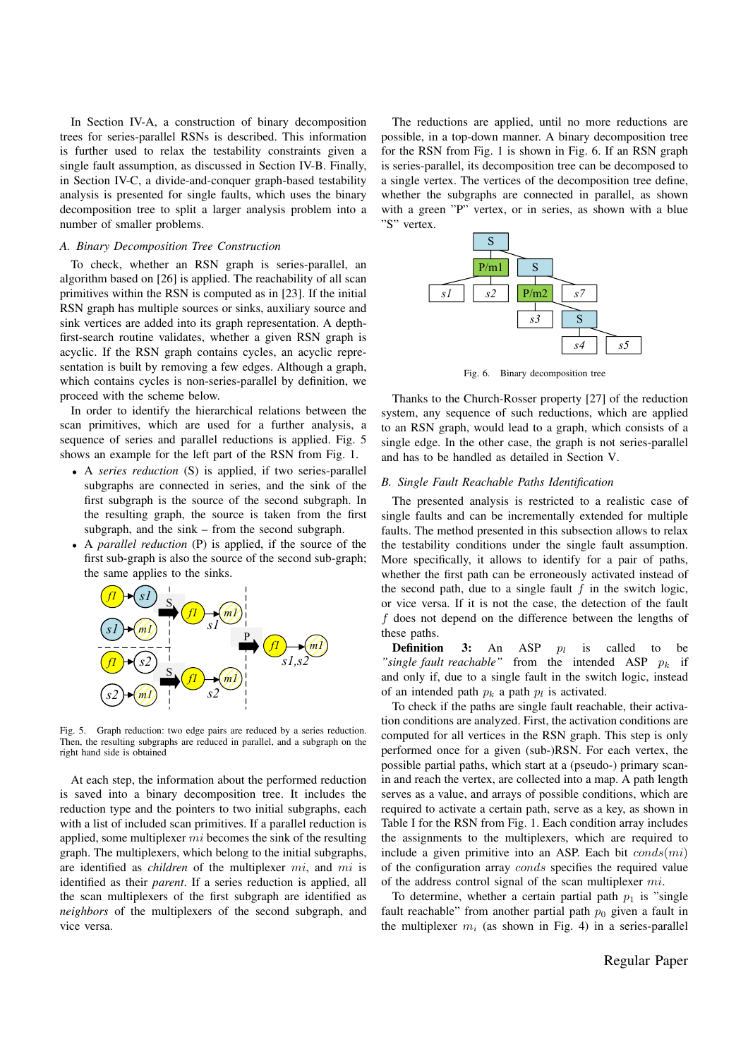In Section IV-A, a construction of binary decomposition trees for series-parallel RSNs is described. This information is further used to relax the testability constraints given a single fault assumption, as discussed in Section IV-B. Finally, in Section IV-C, a divide-and-conquer graph-based testability analysis is presented for single faults, which uses the binary decomposition tree to split a larger analysis problem into a number of smaller problems.

### A. Binary Decomposition Tree Construction

To check, whether an RSN graph is series-parallel, an algorithm based on [26] is applied. The reachability of all scan primitives within the RSN is computed as in [23]. If the initial RSN graph has multiple sources or sinks, auxiliary source and sink vertices are added into its graph representation. A depth-first-search routine validates, whether a given RSN graph is acyclic. If the RSN graph contains cycles, an acyclic representation is built by removing a few edges. Although a graph, which contains cycles is non-series-parallel by definition, we proceed with the scheme below.

In order to identify the hierarchical relations between the scan primitives, which are used for a further analysis, a sequence of series and parallel reductions is applied. Fig. 5 shows an example for the left part of the RSN from Fig. 1.

- A *series reduction* (S) is applied, if two series-parallel subgraphs are connected in series, and the sink of the first subgraph is the source of the second subgraph. In the resulting graph, the source is taken from the first subgraph, and the sink – from the second subgraph.
- A *parallel reduction* (P) is applied, if the source of the first sub-graph is also the source of the second sub-graph; the same applies to the sinks.

Fig. 5. Graph reduction: two edge pairs are reduced by a series reduction. Then, the resulting subgraphs are reduced in parallel, and a subgraph on the right hand side is obtained

At each step, the information about the performed reduction is saved into a binary decomposition tree. It includes the reduction type and the pointers to two initial subgraphs, each with a list of included scan primitives. If a parallel reduction is applied, some multiplexer $mi$ becomes the sink of the resulting graph. The multiplexers, which belong to the initial subgraphs, are identified as *children* of the multiplexer $mi$, and $mi$ is identified as their *parent*. If a series reduction is applied, all the scan multiplexers of the first subgraph are identified as *neighbors* of the multiplexers of the second subgraph, and vice versa.

The reductions are applied, until no more reductions are possible, in a top-down manner. A binary decomposition tree for the RSN from Fig. 1 is shown in Fig. 6. If an RSN graph is series-parallel, its decomposition tree can be decomposed to a single vertex. The vertices of the decomposition tree define, whether the subgraphs are connected in parallel, as shown with a green "P" vertex, or in series, as shown with a blue "S" vertex.

Fig. 6. Binary decomposition tree

Thanks to the Church-Rosser property [27] of the reduction system, any sequence of such reductions, which are applied to an RSN graph, would lead to a graph, which consists of a single edge. In the other case, the graph is not series-parallel and has to be handled as detailed in Section V.

### B. Single Fault Reachable Paths Identification

The presented analysis is restricted to a realistic case of single faults and can be incrementally extended for multiple faults. The method presented in this subsection allows to relax the testability conditions under the single fault assumption. More specifically, it allows to identify for a pair of paths, whether the first path can be erroneously activated instead of the second path, due to a single fault $f$ in the switch logic, or vice versa. If it is not the case, the detection of the fault $f$ does not depend on the difference between the lengths of these paths.

**Definition 3:** An ASP $p_l$ is called to be *"single fault reachable"* from the intended ASP $p_k$ if and only if, due to a single fault in the switch logic, instead of an intended path $p_k$ a path $p_l$ is activated.

To check if the paths are single fault reachable, their activation conditions are analyzed. First, the activation conditions are computed for all vertices in the RSN graph. This step is only performed once for a given (sub-)RSN. For each vertex, the possible partial paths, which start at a (pseudo-) primary scan-in and reach the vertex, are collected into a map. A path length serves as a value, and arrays of possible conditions, which are required to activate a certain path, serve as a key, as shown in Table I for the RSN from Fig. 1. Each condition array includes the assignments to the multiplexers, which are required to include a given primitive into an ASP. Each bit $conds(mi)$ of the configuration array $conds$ specifies the required value of the address control signal of the scan multiplexer $mi$.

To determine, whether a certain partial path $p_1$ is "single fault reachable" from another partial path $p_0$ given a fault in the multiplexer $m_i$ (as shown in Fig. 4) in a series-parallel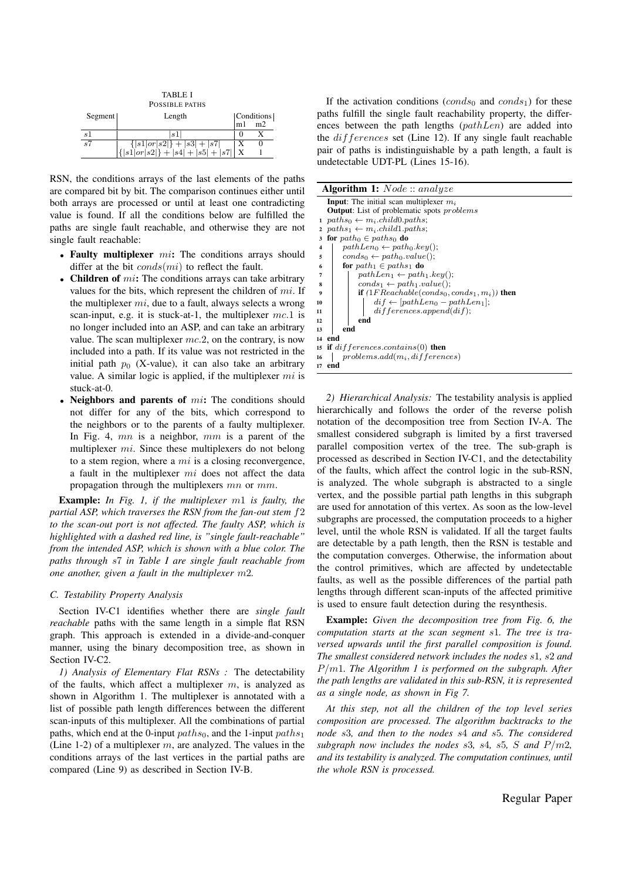TABLE I
POSSIBLE PATHS

| Segment | Length | Conditions m1 | m2 |
|---|---|---|---|
| $s1$ | $\|s1\|$ | 0 | X |
| $s7$ | $\{\|s1\| or \|s2\|\} + \|s3\| + \|s7\|$ | X | 0 |
| | $\{\|s1\| or \|s2\|\} + \|s4\| + \|s5\| + \|s7\|$ | X | 1 |

RSN, the conditions arrays of the last elements of the paths are compared bit by bit. The comparison continues either until both arrays are processed or until at least one contradicting value is found. If all the conditions below are fulfilled the paths are single fault reachable, and otherwise they are not single fault reachable:

- **Faulty multiplexer** $mi$**:** The conditions arrays should differ at the bit $conds(mi)$ to reflect the fault.
- **Children of** $mi$**:** The conditions arrays can take arbitrary values for the bits, which represent the children of $mi$. If the multiplexer $mi$, due to a fault, always selects a wrong scan-input, e.g. it is stuck-at-1, the multiplexer $mc.1$ is no longer included into an ASP, and can take an arbitrary value. The scan multiplexer $mc.2$, on the contrary, is now included into a path. If its value was not restricted in the initial path $p_0$ (X-value), it can also take an arbitrary value. A similar logic is applied, if the multiplexer $mi$ is stuck-at-0.
- **Neighbors and parents of** $mi$**:** The conditions should not differ for any of the bits, which correspond to the neighbors or to the parents of a faulty multiplexer. In Fig. 4, $mn$ is a neighbor, $mm$ is a parent of the multiplexer $mi$. Since these multiplexers do not belong to a stem region, where a $mi$ is a closing reconvergence, a fault in the multiplexer $mi$ does not affect the data propagation through the multiplexers $mn$ or $mm$.

**Example:** *In Fig. 1, if the multiplexer $m1$ is faulty, the partial ASP, which traverses the RSN from the fan-out stem $f2$ to the scan-out port is not affected. The faulty ASP, which is highlighted with a dashed red line, is "single fault-reachable" from the intended ASP, which is shown with a blue color. The paths through $s7$ in Table I are single fault reachable from one another, given a fault in the multiplexer $m2$.*

### C. Testability Property Analysis

Section IV-C1 identifies whether there are *single fault reachable* paths with the same length in a simple flat RSN graph. This approach is extended in a divide-and-conquer manner, using the binary decomposition tree, as shown in Section IV-C2.

*1) Analysis of Elementary Flat RSNs :* The detectability of the faults, which affect a multiplexer $m$, is analyzed as shown in Algorithm 1. The multiplexer is annotated with a list of possible path length differences between the different scan-inputs of this multiplexer. All the combinations of partial paths, which end at the 0-input $paths_0$, and the 1-input $paths_1$ (Line 1-2) of a multiplexer $m$, are analyzed. The values in the conditions arrays of the last vertices in the partial paths are compared (Line 9) as described in Section IV-B.

If the activation conditions ($conds_0$ and $conds_1$) for these paths fulfill the single fault reachability property, the differences between the path lengths ($pathLen$) are added into the $differences$ set (Line 12). If any single fault reachable pair of paths is indistinguishable by a path length, a fault is undetectable UDT-PL (Lines 15-16).

**Algorithm 1:** $Node :: analyze$

```
Input: The initial scan multiplexer m_i
Output: List of problematic spots problems
1  paths_0 ← m_i.child0.paths;
2  paths_1 ← m_i.child1.paths;
3  for path_0 ∈ paths_0 do
4      pathLen_0 ← path_0.key();
5      conds_0 ← path_0.value();
6      for path_1 ∈ paths_1 do
7          pathLen_1 ← path_1.key();
8          conds_1 ← path_1.value();
9          if (1FReachable(conds_0, conds_1, m_i)) then
10             dif ← [pathLen_0 − pathLen_1];
11             differences.append(dif);
12         end
13     end
14 end
15 if differences.contains(0) then
16     problems.add(m_i, differences)
17 end
```

*2) Hierarchical Analysis:* The testability analysis is applied hierarchically and follows the order of the reverse polish notation of the decomposition tree from Section IV-A. The smallest considered subgraph is limited by a first traversed parallel composition vertex of the tree. The sub-graph is processed as described in Section IV-C1, and the detectability of the faults, which affect the control logic in the sub-RSN, is analyzed. The whole subgraph is abstracted to a single vertex, and the possible partial path lengths in this subgraph are used for annotation of this vertex. As soon as the low-level subgraphs are processed, the computation proceeds to a higher level, until the whole RSN is validated. If all the target faults are detectable by a path length, then the RSN is testable and the computation converges. Otherwise, the information about the control primitives, which are affected by undetectable faults, as well as the possible differences of the partial path lengths through different scan-inputs of the affected primitive is used to ensure fault detection during the resynthesis.

**Example:** *Given the decomposition tree from Fig. 6, the computation starts at the scan segment $s1$. The tree is traversed upwards until the first parallel composition is found. The smallest considered network includes the nodes $s1$, $s2$ and $P/m1$. The Algorithm 1 is performed on the subgraph. After the path lengths are validated in this sub-RSN, it is represented as a single node, as shown in Fig 7.*

*At this step, not all the children of the top level series composition are processed. The algorithm backtracks to the node $s3$, and then to the nodes $s4$ and $s5$. The considered subgraph now includes the nodes $s3$, $s4$, $s5$, $S$ and $P/m2$, and its testability is analyzed. The computation continues, until the whole RSN is processed.*

Regular Paper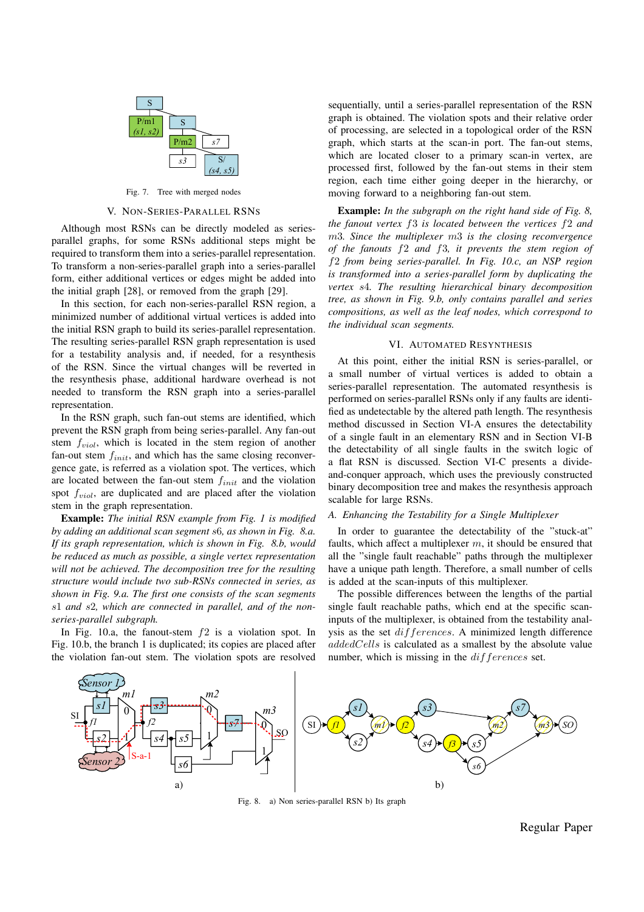Fig. 7. Tree with merged nodes

## V. Non-Series-Parallel RSNs

Although most RSNs can be directly modeled as series-parallel graphs, for some RSNs additional steps might be required to transform them into a series-parallel representation. To transform a non-series-parallel graph into a series-parallel form, either additional vertices or edges might be added into the initial graph [28], or removed from the graph [29].

In this section, for each non-series-parallel RSN region, a minimized number of additional virtual vertices is added into the initial RSN graph to build its series-parallel representation. The resulting series-parallel RSN graph representation is used for a testability analysis and, if needed, for a resynthesis of the RSN. Since the virtual changes will be reverted in the resynthesis phase, additional hardware overhead is not needed to transform the RSN graph into a series-parallel representation.

In the RSN graph, such fan-out stems are identified, which prevent the RSN graph from being series-parallel. Any fan-out stem $f_{viol}$, which is located in the stem region of another fan-out stem $f_{init}$, and which has the same closing reconvergence gate, is referred as a violation spot. The vertices, which are located between the fan-out stem $f_{init}$ and the violation spot $f_{viol}$, are duplicated and are placed after the violation stem in the graph representation.

**Example:** *The initial RSN example from Fig. 1 is modified by adding an additional scan segment* $s6$*, as shown in Fig. 8.a. If its graph representation, which is shown in Fig. 8.b, would be reduced as much as possible, a single vertex representation will not be achieved. The decomposition tree for the resulting structure would include two sub-RSNs connected in series, as shown in Fig. 9.a. The first one consists of the scan segments* $s1$ *and* $s2$*, which are connected in parallel, and of the non-series-parallel subgraph.*

In Fig. 10.a, the fanout-stem $f2$ is a violation spot. In Fig. 10.b, the branch 1 is duplicated; its copies are placed after the violation fan-out stem. The violation spots are resolved sequentially, until a series-parallel representation of the RSN graph is obtained. The violation spots and their relative order of processing, are selected in a topological order of the RSN graph, which starts at the scan-in port. The fan-out stems, which are located closer to a primary scan-in vertex, are processed first, followed by the fan-out stems in their stem region, each time either going deeper in the hierarchy, or moving forward to a neighboring fan-out stem.

**Example:** *In the subgraph on the right hand side of Fig. 8, the fanout vertex* $f3$ *is located between the vertices* $f2$ *and* $m3$*. Since the multiplexer* $m3$ *is the closing reconvergence of the fanouts* $f2$ *and* $f3$*, it prevents the stem region of* $f2$ *from being series-parallel. In Fig. 10.c, an NSP region is transformed into a series-parallel form by duplicating the vertex* $s4$*. The resulting hierarchical binary decomposition tree, as shown in Fig. 9.b, only contains parallel and series compositions, as well as the leaf nodes, which correspond to the individual scan segments.*

## VI. Automated Resynthesis

At this point, either the initial RSN is series-parallel, or a small number of virtual vertices is added to obtain a series-parallel representation. The automated resynthesis is performed on series-parallel RSNs only if any faults are identified as undetectable by the altered path length. The resynthesis method discussed in Section VI-A ensures the detectability of a single fault in an elementary RSN and in Section VI-B the detectability of all single faults in the switch logic of a flat RSN is discussed. Section VI-C presents a divide-and-conquer approach, which uses the previously constructed binary decomposition tree and makes the resynthesis approach scalable for large RSNs.

### A. Enhancing the Testability for a Single Multiplexer

In order to guarantee the detectability of the "stuck-at" faults, which affect a multiplexer $m$, it should be ensured that all the "single fault reachable" paths through the multiplexer have a unique path length. Therefore, a small number of cells is added at the scan-inputs of this multiplexer.

The possible differences between the lengths of the partial single fault reachable paths, which end at the specific scan-inputs of the multiplexer, is obtained from the testability analysis as the set $differences$. A minimized length difference $addedCells$ is calculated as a smallest by the absolute value number, which is missing in the $differences$ set.

Fig. 8. a) Non series-parallel RSN b) Its graph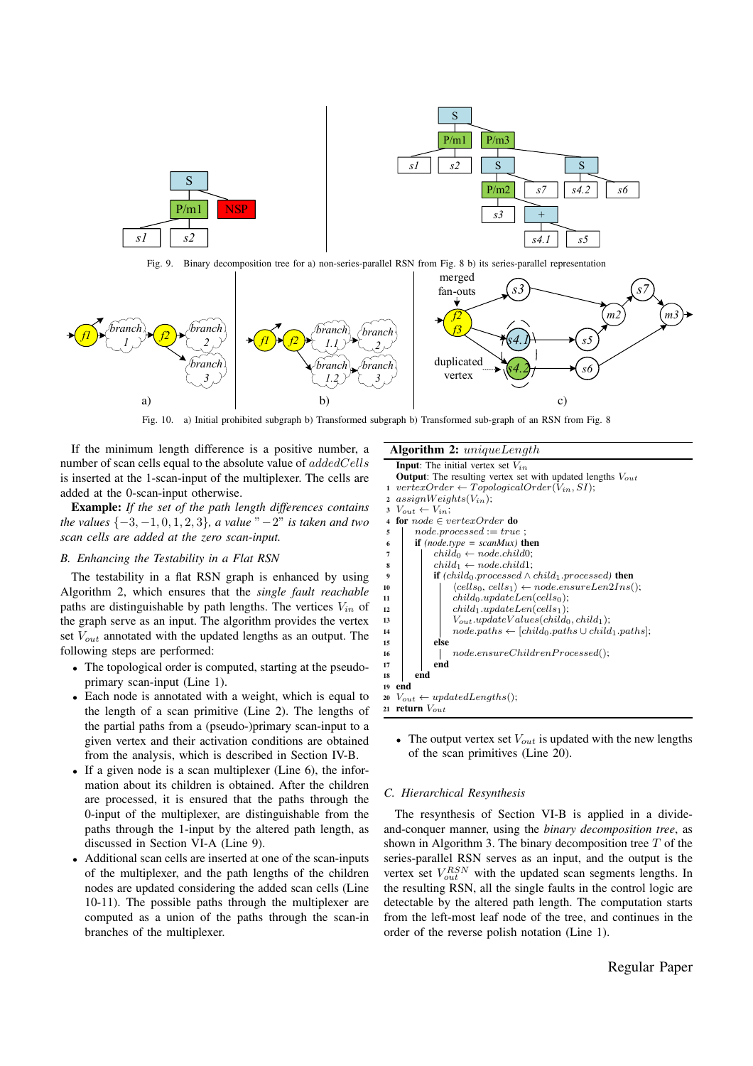Fig. 9. Binary decomposition tree for a) non-series-parallel RSN from Fig. 8 b) its series-parallel representation

Fig. 10. a) Initial prohibited subgraph b) Transformed subgraph b) Transformed sub-graph of an RSN from Fig. 8

If the minimum length difference is a positive number, a number of scan cells equal to the absolute value of $addedCells$ is inserted at the 1-scan-input of the multiplexer. The cells are added at the 0-scan-input otherwise.

**Example:** *If the set of the path length differences contains the values* $\{-3, -1, 0, 1, 2, 3\}$*, a value "* $-2$*" is taken and two scan cells are added at the zero scan-input.*

### B. Enhancing the Testability in a Flat RSN

The testability in a flat RSN graph is enhanced by using Algorithm 2, which ensures that the *single fault reachable* paths are distinguishable by path lengths. The vertices $V_{in}$ of the graph serve as an input. The algorithm provides the vertex set $V_{out}$ annotated with the updated lengths as an output. The following steps are performed:

- The topological order is computed, starting at the pseudo-primary scan-input (Line 1).
- Each node is annotated with a weight, which is equal to the length of a scan primitive (Line 2). The lengths of the partial paths from a (pseudo-)primary scan-input to a given vertex and their activation conditions are obtained from the analysis, which is described in Section IV-B.
- If a given node is a scan multiplexer (Line 6), the information about its children is obtained. After the children are processed, it is ensured that the paths through the 0-input of the multiplexer, are distinguishable from the paths through the 1-input by the altered path length, as discussed in Section VI-A (Line 9).
- Additional scan cells are inserted at one of the scan-inputs of the multiplexer, and the path lengths of the children nodes are updated considering the added scan cells (Line 10-11). The possible paths through the multiplexer are computed as a union of the paths through the scan-in branches of the multiplexer.

**Algorithm 2:** *uniqueLength*

```
Input: The initial vertex set V_in
Output: The resulting vertex set with updated lengths V_out
1  vertexOrder ← TopologicalOrder(V_in, SI);
2  assignWeights(V_in);
3  V_out ← V_in;
4  for node ∈ vertexOrder do
5      node.processed := true ;
6      if (node.type = scanMux) then
7          child_0 ← node.child0;
8          child_1 ← node.child1;
9          if (child_0.processed ∧ child_1.processed) then
10             ⟨cells_0, cells_1⟩ ← node.ensureLen2Ins();
11             child_0.updateLen(cells_0);
12             child_1.updateLen(cells_1);
13             V_out.updateValues(child_0, child_1);
14             node.paths ← [child_0.paths ∪ child_1.paths];
15         else
16             node.ensureChildrenProcessed();
17         end
18     end
19 end
20 V_out ← updatedLengths();
21 return V_out
```

- The output vertex set $V_{out}$ is updated with the new lengths of the scan primitives (Line 20).

### C. Hierarchical Resynthesis

The resynthesis of Section VI-B is applied in a divide-and-conquer manner, using the *binary decomposition tree*, as shown in Algorithm 3. The binary decomposition tree $T$ of the series-parallel RSN serves as an input, and the output is the vertex set $V_{out}^{RSN}$ with the updated scan segments lengths. In the resulting RSN, all the single faults in the control logic are detectable by the altered path length. The computation starts from the left-most leaf node of the tree, and continues in the order of the reverse polish notation (Line 1).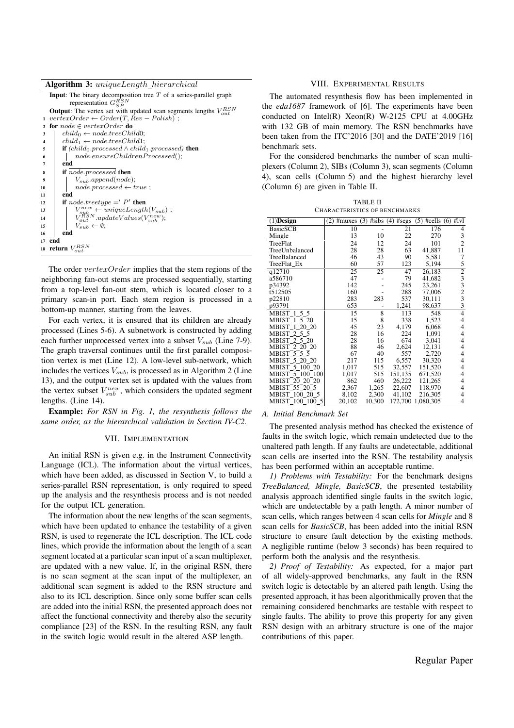**Algorithm 3:** $uniqueLength\_hierarchical$

```
Input: The binary decomposition tree T of a series-parallel graph
       representation G_SP^RSN
Output: The vertex set with updated scan segments lengths V_out^RSN
1  vertexOrder ← Order(T, Rev − Polish) ;
2  for node ∈ vertexOrder do
3      child0 ← node.treeChild0;
4      child1 ← node.treeChild1;
5      if (child0.processed ∧ child1.processed) then
6          node.ensureChildrenProcessed();
7      end
8      if ¬node.processed then
9          V_sub.append(node);
10         node.processed ← true ;
11     end
12     if node.treetype =′ P′ then
13         V_sub^new ← uniqueLength(V_sub) ;
14         V_out^RSN.updateValues(V_sub^new);
15         V_sub ← ∅;
16     end
17 end
18 return V_out^RSN
```

The order $vertexOrder$ implies that the stem regions of the neighboring fan-out stems are processed sequentially, starting from a top-level fan-out stem, which is located closer to a primary scan-in port. Each stem region is processed in a bottom-up manner, starting from the leaves.

For each vertex, it is ensured that its children are already processed (Lines 5-6). A subnetwork is constructed by adding each further unprocessed vertex into a subset $V_{sub}$ (Line 7-9). The graph traversal continues until the first parallel composition vertex is met (Line 12). A low-level sub-network, which includes the vertices $V_{sub}$, is processed as in Algorithm 2 (Line 13), and the output vertex set is updated with the values from the vertex subset $V_{sub}^{new}$, which considers the updated segment lengths. (Line 14).

**Example:** *For RSN in Fig. 1, the resynthesis follows the same order, as the hierarchical validation in Section IV-C2.*

## VII. Implementation

An initial RSN is given e.g. in the Instrument Connectivity Language (ICL). The information about the virtual vertices, which have been added, as discussed in Section V, to build a series-parallel RSN representation, is only required to speed up the analysis and the resynthesis process and is not needed for the output ICL generation.

The information about the new lengths of the scan segments, which have been updated to enhance the testability of a given RSN, is used to regenerate the ICL description. The ICL code lines, which provide the information about the length of a scan segment located at a particular scan input of a scan multiplexer, are updated with a new value. If, in the original RSN, there is no scan segment at the scan input of the multiplexer, an additional scan segment is added to the RSN structure and also to its ICL description. Since only some buffer scan cells are added into the initial RSN, the presented approach does not affect the functional connectivity and thereby also the security compliance [23] of the RSN. In the resulting RSN, any fault in the switch logic would result in the altered ASP length.

## VIII. Experimental Results

The automated resynthesis flow has been implemented in the *eda1687* framework of [6]. The experiments have been conducted on Intel(R) Xeon(R) W-2125 CPU at 4.00GHz with 132 GB of main memory. The RSN benchmarks have been taken from the ITC'2016 [30] and the DATE'2019 [16] benchmark sets.

For the considered benchmarks the number of scan multiplexers (Column 2), SIBs (Column 3), scan segments (Column 4), scan cells (Column 5) and the highest hierarchy level (Column 6) are given in Table II.

TABLE II
Characteristics of Benchmarks

| (1)Design | (2) #muxes | (3) #sibs | (4) #segs | (5) #cells | (6) #lvl |
|---|---|---|---|---|---|
| BasicSCB | 10 | - | 21 | 176 | 4 |
| Mingle | 13 | 10 | 22 | 270 | 3 |
| TreeFlat | 24 | 12 | 24 | 101 | 2 |
| TreeUnbalanced | 28 | 28 | 63 | 41,887 | 11 |
| TreeBalanced | 46 | 43 | 90 | 5,581 | 7 |
| TreeFlat_Ex | 60 | 57 | 123 | 5,194 | 5 |
| q12710 | 25 | 25 | 47 | 26,183 | 2 |
| a586710 | 47 | - | 79 | 41,682 | 3 |
| p34392 | 142 | - | 245 | 23,261 | 3 |
| t512505 | 160 | - | 288 | 77,006 | 2 |
| p22810 | 283 | 283 | 537 | 30,111 | 3 |
| p93791 | 653 | - | 1,241 | 98,637 | 3 |
| MBIST_1_5_5 | 15 | 8 | 113 | 548 | 4 |
| MBIST_1_5_20 | 15 | 8 | 338 | 1,523 | 4 |
| MBIST_1_20_20 | 45 | 23 | 4,179 | 6,068 | 4 |
| MBIST_2_5_5 | 28 | 16 | 224 | 1,091 | 4 |
| MBIST_2_5_20 | 28 | 16 | 674 | 3,041 | 4 |
| MBIST_2_20_20 | 88 | 46 | 2,624 | 12,131 | 4 |
| MBIST_5_5_5 | 67 | 40 | 557 | 2,720 | 4 |
| MBIST_5_20_20 | 217 | 115 | 6,557 | 30,320 | 4 |
| MBIST_5_100_20 | 1,017 | 515 | 32,557 | 151,520 | 4 |
| MBIST_5_100_100 | 1,017 | 515 | 151,135 | 671,520 | 4 |
| MBIST_20_20_20 | 862 | 460 | 26,222 | 121,265 | 4 |
| MBIST_55_20_5 | 2,367 | 1,265 | 22,607 | 118,970 | 4 |
| MBIST_100_20_5 | 8,102 | 2,300 | 41,102 | 216,305 | 4 |
| MBIST_100_100_5 | 20,102 | 10,300 | 172,700 | 1,080,305 | 4 |

### A. Initial Benchmark Set

The presented analysis method has checked the existence of faults in the switch logic, which remain undetected due to the unaltered path length. If any faults are undetectable, additional scan cells are inserted into the RSN. The testability analysis has been performed within an acceptable runtime.

*1) Problems with Testability:* For the benchmark designs *TreeBalanced, Mingle, BasicSCB*, the presented testability analysis approach identified single faults in the switch logic, which are undetectable by a path length. A minor number of scan cells, which ranges between 4 scan cells for *Mingle* and 8 scan cells for *BasicSCB*, has been added into the initial RSN structure to ensure fault detection by the existing methods. A negligible runtime (below 3 seconds) has been required to perform both the analysis and the resynthesis.

*2) Proof of Testability:* As expected, for a major part of all widely-approved benchmarks, any fault in the RSN switch logic is detectable by an altered path length. Using the presented approach, it has been algorithmically proven that the remaining considered benchmarks are testable with respect to single faults. The ability to prove this property for any given RSN design with an arbitrary structure is one of the major contributions of this paper.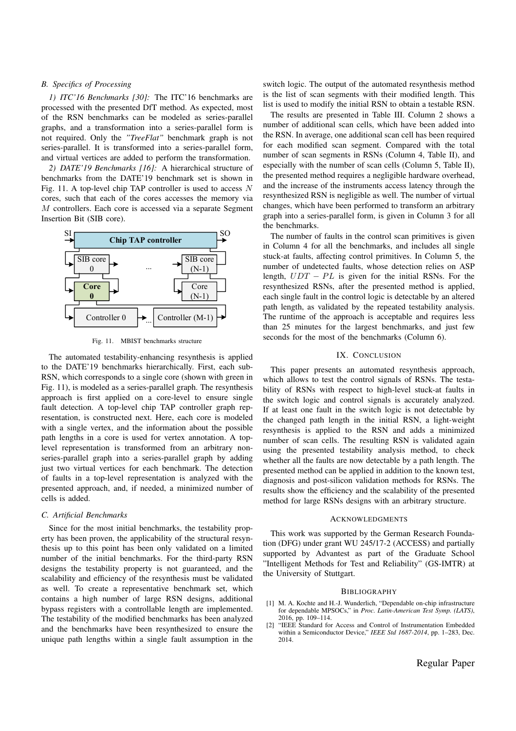### B. Specifics of Processing

*1) ITC'16 Benchmarks [30]:* The ITC'16 benchmarks are processed with the presented DfT method. As expected, most of the RSN benchmarks can be modeled as series-parallel graphs, and a transformation into a series-parallel form is not required. Only the *"TreeFlat"* benchmark graph is not series-parallel. It is transformed into a series-parallel form, and virtual vertices are added to perform the transformation.

*2) DATE'19 Benchmarks [16]:* A hierarchical structure of benchmarks from the DATE'19 benchmark set is shown in Fig. 11. A top-level chip TAP controller is used to access $N$ cores, such that each of the cores accesses the memory via $M$ controllers. Each core is accessed via a separate Segment Insertion Bit (SIB core).

Fig. 11. MBIST benchmarks structure

The automated testability-enhancing resynthesis is applied to the DATE'19 benchmarks hierarchically. First, each sub-RSN, which corresponds to a single core (shown with green in Fig. 11), is modeled as a series-parallel graph. The resynthesis approach is first applied on a core-level to ensure single fault detection. A top-level chip TAP controller graph representation, is constructed next. Here, each core is modeled with a single vertex, and the information about the possible path lengths in a core is used for vertex annotation. A top-level representation is transformed from an arbitrary non-series-parallel graph into a series-parallel graph by adding just two virtual vertices for each benchmark. The detection of faults in a top-level representation is analyzed with the presented approach, and, if needed, a minimized number of cells is added.

### C. Artificial Benchmarks

Since for the most initial benchmarks, the testability property has been proven, the applicability of the structural resynthesis up to this point has been only validated on a limited number of the initial benchmarks. For the third-party RSN designs the testability property is not guaranteed, and the scalability and efficiency of the resynthesis must be validated as well. To create a representative benchmark set, which contains a high number of large RSN designs, additional bypass registers with a controllable length are implemented. The testability of the modified benchmarks has been analyzed and the benchmarks have been resynthesized to ensure the unique path lengths within a single fault assumption in the switch logic. The output of the automated resynthesis method is the list of scan segments with their modified length. This list is used to modify the initial RSN to obtain a testable RSN.

The results are presented in Table III. Column 2 shows a number of additional scan cells, which have been added into the RSN. In average, one additional scan cell has been required for each modified scan segment. Compared with the total number of scan segments in RSNs (Column 4, Table II), and especially with the number of scan cells (Column 5, Table II), the presented method requires a negligible hardware overhead, and the increase of the instruments access latency through the resynthesized RSN is negligible as well. The number of virtual changes, which have been performed to transform an arbitrary graph into a series-parallel form, is given in Column 3 for all the benchmarks.

The number of faults in the control scan primitives is given in Column 4 for all the benchmarks, and includes all single stuck-at faults, affecting control primitives. In Column 5, the number of undetected faults, whose detection relies on ASP length, $UDT - PL$ is given for the initial RSNs. For the resynthesized RSNs, after the presented method is applied, each single fault in the control logic is detectable by an altered path length, as validated by the repeated testability analysis. The runtime of the approach is acceptable and requires less than 25 minutes for the largest benchmarks, and just few seconds for the most of the benchmarks (Column 6).

## IX. Conclusion

This paper presents an automated resynthesis approach, which allows to test the control signals of RSNs. The testability of RSNs with respect to high-level stuck-at faults in the switch logic and control signals is accurately analyzed. If at least one fault in the switch logic is not detectable by the changed path length in the initial RSN, a light-weight resynthesis is applied to the RSN and adds a minimized number of scan cells. The resulting RSN is validated again using the presented testability analysis method, to check whether all the faults are now detectable by a path length. The presented method can be applied in addition to the known test, diagnosis and post-silicon validation methods for RSNs. The results show the efficiency and the scalability of the presented method for large RSNs designs with an arbitrary structure.

## Acknowledgments

This work was supported by the German Research Foundation (DFG) under grant WU 245/17-2 (ACCESS) and partially supported by Advantest as part of the Graduate School "Intelligent Methods for Test and Reliability" (GS-IMTR) at the University of Stuttgart.

## Bibliography

[1] M. A. Kochte and H.-J. Wunderlich, "Dependable on-chip infrastructure for dependable MPSOCs," in *Proc. Latin-American Test Symp. (LATS)*, 2016, pp. 109–114.

[2] "IEEE Standard for Access and Control of Instrumentation Embedded within a Semiconductor Device," *IEEE Std 1687-2014*, pp. 1–283, Dec. 2014.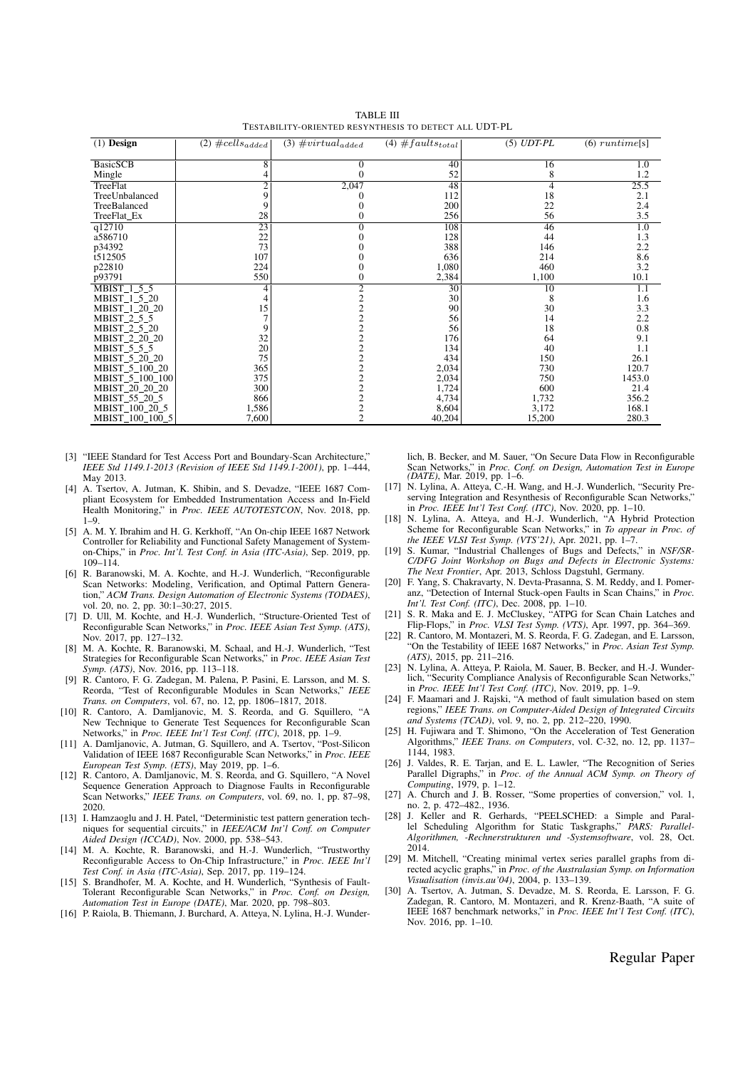TABLE III
TESTABILITY-ORIENTED RESYNTHESIS TO DETECT ALL UDT-PL

| (1) **Design** | (2) $\#cells_{added}$ | (3) $\#virtual_{added}$ | (4) $\#faults_{total}$ | (5) *UDT-PL* | (6) $runtime$[s] |
|---|---|---|---|---|---|
| BasicSCB | 8 | 0 | 40 | 16 | 1.0 |
| Mingle | 4 | 0 | 52 | 8 | 1.2 |
| TreeFlat | 2 | 2,047 | 48 | 4 | 25.5 |
| TreeUnbalanced | 9 | 0 | 112 | 18 | 2.1 |
| TreeBalanced | 9 | 0 | 200 | 22 | 2.4 |
| TreeFlat_Ex | 28 | 0 | 256 | 56 | 3.5 |
| q12710 | 23 | 0 | 108 | 46 | 1.0 |
| a586710 | 22 | 0 | 128 | 44 | 1.3 |
| p34392 | 73 | 0 | 388 | 146 | 2.2 |
| t512505 | 107 | 0 | 636 | 214 | 8.6 |
| p22810 | 224 | 0 | 1,080 | 460 | 3.2 |
| p93791 | 550 | 0 | 2,384 | 1,100 | 10.1 |
| MBIST_1_5_5 | 4 | 2 | 30 | 10 | 1.1 |
| MBIST_1_5_20 | 4 | 2 | 30 | 8 | 1.6 |
| MBIST_1_20_20 | 15 | 2 | 90 | 30 | 3.3 |
| MBIST_2_5_5 | 7 | 2 | 56 | 14 | 2.2 |
| MBIST_2_5_20 | 9 | 2 | 56 | 18 | 0.8 |
| MBIST_2_20_20 | 32 | 2 | 176 | 64 | 9.1 |
| MBIST_5_5_5 | 20 | 2 | 134 | 40 | 1.1 |
| MBIST_5_20_20 | 75 | 2 | 434 | 150 | 26.1 |
| MBIST_5_100_20 | 365 | 2 | 2,034 | 730 | 120.7 |
| MBIST_5_100_100 | 375 | 2 | 2,034 | 750 | 1453.0 |
| MBIST_20_20_20 | 300 | 2 | 1,724 | 600 | 21.4 |
| MBIST_55_20_5 | 866 | 2 | 4,734 | 1,732 | 356.2 |
| MBIST_100_20_5 | 1,586 | 2 | 8,604 | 3,172 | 168.1 |
| MBIST_100_100_5 | 7,600 | 2 | 40,204 | 15,200 | 280.3 |

[3] "IEEE Standard for Test Access Port and Boundary-Scan Architecture," *IEEE Std 1149.1-2013 (Revision of IEEE Std 1149.1-2001)*, pp. 1–444, May 2013.

[4] A. Tsertov, A. Jutman, K. Shibin, and S. Devadze, "IEEE 1687 Compliant Ecosystem for Embedded Instrumentation Access and In-Field Health Monitoring," in *Proc. IEEE AUTOTESTCON*, Nov. 2018, pp. 1–9.

[5] A. M. Y. Ibrahim and H. G. Kerkhoff, "An On-chip IEEE 1687 Network Controller for Reliability and Functional Safety Management of System-on-Chips," in *Proc. Int'l. Test Conf. in Asia (ITC-Asia)*, Sep. 2019, pp. 109–114.

[6] R. Baranowski, M. A. Kochte, and H.-J. Wunderlich, "Reconfigurable Scan Networks: Modeling, Verification, and Optimal Pattern Generation," *ACM Trans. Design Automation of Electronic Systems (TODAES)*, vol. 20, no. 2, pp. 30:1–30:27, 2015.

[7] D. Ull, M. Kochte, and H.-J. Wunderlich, "Structure-Oriented Test of Reconfigurable Scan Networks," in *Proc. IEEE Asian Test Symp. (ATS)*, Nov. 2017, pp. 127–132.

[8] M. A. Kochte, R. Baranowski, M. Schaal, and H.-J. Wunderlich, "Test Strategies for Reconfigurable Scan Networks," in *Proc. IEEE Asian Test Symp. (ATS)*, Nov. 2016, pp. 113–118.

[9] R. Cantoro, F. G. Zadegan, M. Palena, P. Pasini, E. Larsson, and M. S. Reorda, "Test of Reconfigurable Modules in Scan Networks," *IEEE Trans. on Computers*, vol. 67, no. 12, pp. 1806–1817, 2018.

[10] R. Cantoro, A. Damljanovic, M. S. Reorda, and G. Squillero, "A New Technique to Generate Test Sequences for Reconfigurable Scan Networks," in *Proc. IEEE Int'l Test Conf. (ITC)*, 2018, pp. 1–9.

[11] A. Damljanovic, A. Jutman, G. Squillero, and A. Tsertov, "Post-Silicon Validation of IEEE 1687 Reconfigurable Scan Networks," in *Proc. IEEE European Test Symp. (ETS)*, May 2019, pp. 1–6.

[12] R. Cantoro, A. Damljanovic, M. S. Reorda, and G. Squillero, "A Novel Sequence Generation Approach to Diagnose Faults in Reconfigurable Scan Networks," *IEEE Trans. on Computers*, vol. 69, no. 1, pp. 87–98, 2020.

[13] I. Hamzaoglu and J. H. Patel, "Deterministic test pattern generation techniques for sequential circuits," in *IEEE/ACM Int'l Conf. on Computer Aided Design (ICCAD)*, Nov. 2000, pp. 538–543.

[14] M. A. Kochte, R. Baranowski, and H.-J. Wunderlich, "Trustworthy Reconfigurable Access to On-Chip Infrastructure," in *Proc. IEEE Int'l Test Conf. in Asia (ITC-Asia)*, Sep. 2017, pp. 119–124.

[15] S. Brandhofer, M. A. Kochte, and H. Wunderlich, "Synthesis of Fault-Tolerant Reconfigurable Scan Networks," in *Proc. Conf. on Design, Automation Test in Europe (DATE)*, Mar. 2020, pp. 798–803.

[16] P. Raiola, B. Thiemann, J. Burchard, A. Atteya, N. Lylina, H.-J. Wunderlich, B. Becker, and M. Sauer, "On Secure Data Flow in Reconfigurable Scan Networks," in *Proc. Conf. on Design, Automation Test in Europe (DATE)*, Mar. 2019, pp. 1–6.

[17] N. Lylina, A. Atteya, C.-H. Wang, and H.-J. Wunderlich, "Security Preserving Integration and Resynthesis of Reconfigurable Scan Networks," in *Proc. IEEE Int'l Test Conf. (ITC)*, Nov. 2020, pp. 1–10.

[18] N. Lylina, A. Atteya, and H.-J. Wunderlich, "A Hybrid Protection Scheme for Reconfigurable Scan Networks," in *To appear in Proc. of the IEEE VLSI Test Symp. (VTS'21)*, Apr. 2021, pp. 1–7.

[19] S. Kumar, "Industrial Challenges of Bugs and Defects," in *NSF/SR-C/DFG Joint Workshop on Bugs and Defects in Electronic Systems: The Next Frontier*, Apr. 2013, Schloss Dagstuhl, Germany.

[20] F. Yang, S. Chakravarty, N. Devta-Prasanna, S. M. Reddy, and I. Pomeranz, "Detection of Internal Stuck-open Faults in Scan Chains," in *Proc. Int'l. Test Conf. (ITC)*, Dec. 2008, pp. 1–10.

[21] S. R. Maka and E. J. McCluskey, "ATPG for Scan Chain Latches and Flip-Flops," in *Proc. VLSI Test Symp. (VTS)*, Apr. 1997, pp. 364–369.

[22] R. Cantoro, M. Montazeri, M. S. Reorda, F. G. Zadegan, and E. Larsson, "On the Testability of IEEE 1687 Networks," in *Proc. Asian Test Symp. (ATS)*, 2015, pp. 211–216.

[23] N. Lylina, A. Atteya, P. Raiola, M. Sauer, B. Becker, and H.-J. Wunderlich, "Security Compliance Analysis of Reconfigurable Scan Networks," in *Proc. IEEE Int'l Test Conf. (ITC)*, Nov. 2019, pp. 1–9.

[24] F. Maamari and J. Rajski, "A method of fault simulation based on stem regions," *IEEE Trans. on Computer-Aided Design of Integrated Circuits and Systems (TCAD)*, vol. 9, no. 2, pp. 212–220, 1990.

[25] H. Fujiwara and T. Shimono, "On the Acceleration of Test Generation Algorithms," *IEEE Trans. on Computers*, vol. C-32, no. 12, pp. 1137–1144, 1983.

[26] J. Valdes, R. E. Tarjan, and E. L. Lawler, "The Recognition of Series Parallel Digraphs," in *Proc. of the Annual ACM Symp. on Theory of Computing*, 1979, p. 1–12.

[27] A. Church and J. B. Rosser, "Some properties of conversion," vol. 1, no. 2, p. 472–482., 1936.

[28] J. Keller and R. Gerhards, "PEELSCHED: a Simple and Parallel Scheduling Algorithm for Static Taskgraphs," *PARS: Parallel-Algorithmen, -Rechnerstrukturen und -Systemsoftware*, vol. 28, Oct. 2014.

[29] M. Mitchell, "Creating minimal vertex series parallel graphs from directed acyclic graphs," in *Proc. of the Australasian Symp. on Information Visualisation (invis.au'04)*, 2004, p. 133–139.

[30] A. Tsertov, A. Jutman, S. Devadze, M. S. Reorda, E. Larsson, F. G. Zadegan, R. Cantoro, M. Montazeri, and R. Krenz-Baath, "A suite of IEEE 1687 benchmark networks," in *Proc. IEEE Int'l Test Conf. (ITC)*, Nov. 2016, pp. 1–10.

Regular Paper